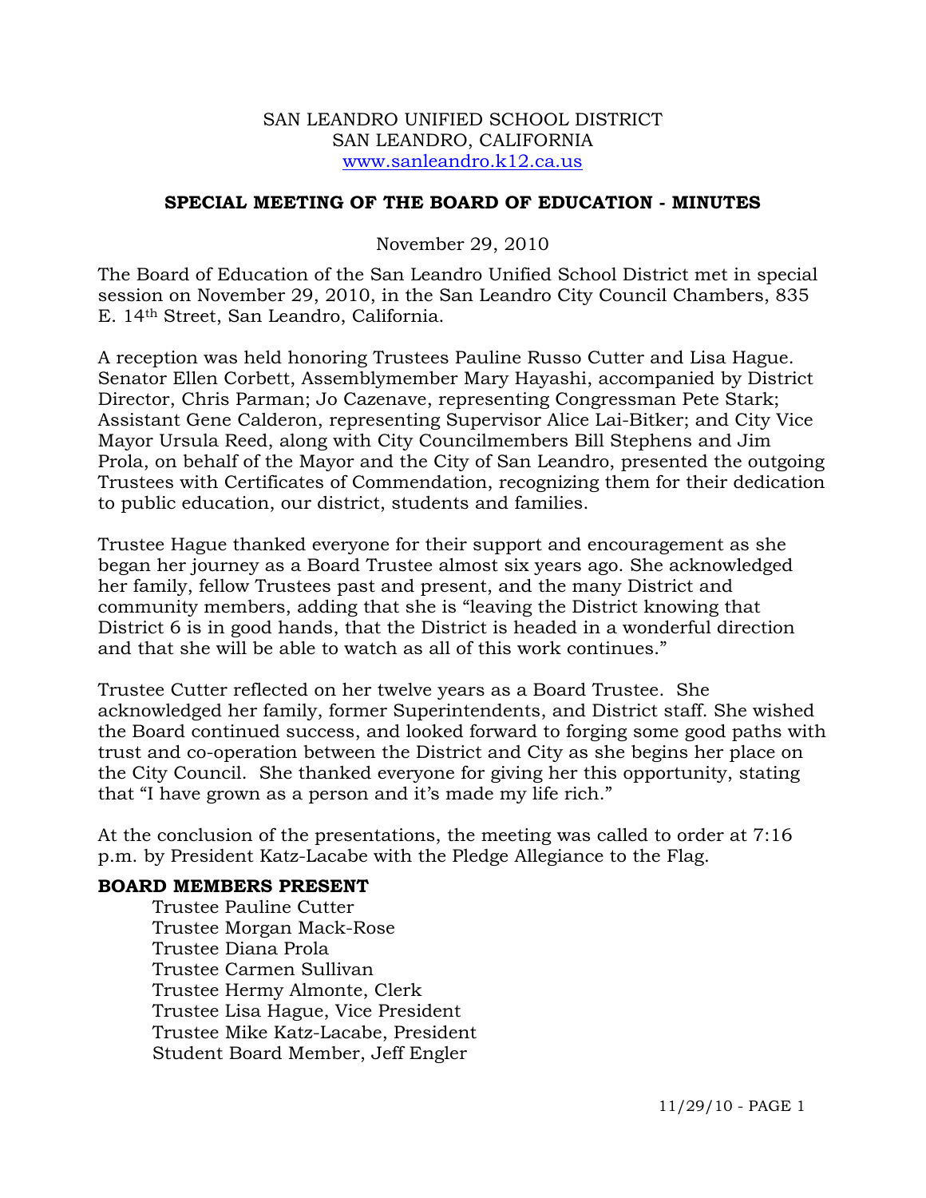SAN LEANDRO UNIFIED SCHOOL DISTRICT
SAN LEANDRO, CALIFORNIA
www.sanleandro.k12.ca.us

## SPECIAL MEETING OF THE BOARD OF EDUCATION - MINUTES

November 29, 2010

The Board of Education of the San Leandro Unified School District met in special session on November 29, 2010, in the San Leandro City Council Chambers, 835 E. 14th Street, San Leandro, California.

A reception was held honoring Trustees Pauline Russo Cutter and Lisa Hague. Senator Ellen Corbett, Assemblymember Mary Hayashi, accompanied by District Director, Chris Parman; Jo Cazenave, representing Congressman Pete Stark; Assistant Gene Calderon, representing Supervisor Alice Lai-Bitker; and City Vice Mayor Ursula Reed, along with City Councilmembers Bill Stephens and Jim Prola, on behalf of the Mayor and the City of San Leandro, presented the outgoing Trustees with Certificates of Commendation, recognizing them for their dedication to public education, our district, students and families.

Trustee Hague thanked everyone for their support and encouragement as she began her journey as a Board Trustee almost six years ago. She acknowledged her family, fellow Trustees past and present, and the many District and community members, adding that she is "leaving the District knowing that District 6 is in good hands, that the District is headed in a wonderful direction and that she will be able to watch as all of this work continues."

Trustee Cutter reflected on her twelve years as a Board Trustee. She acknowledged her family, former Superintendents, and District staff. She wished the Board continued success, and looked forward to forging some good paths with trust and co-operation between the District and City as she begins her place on the City Council. She thanked everyone for giving her this opportunity, stating that "I have grown as a person and it's made my life rich."

At the conclusion of the presentations, the meeting was called to order at 7:16 p.m. by President Katz-Lacabe with the Pledge Allegiance to the Flag.

**BOARD MEMBERS PRESENT**

Trustee Pauline Cutter
Trustee Morgan Mack-Rose
Trustee Diana Prola
Trustee Carmen Sullivan
Trustee Hermy Almonte, Clerk
Trustee Lisa Hague, Vice President
Trustee Mike Katz-Lacabe, President
Student Board Member, Jeff Engler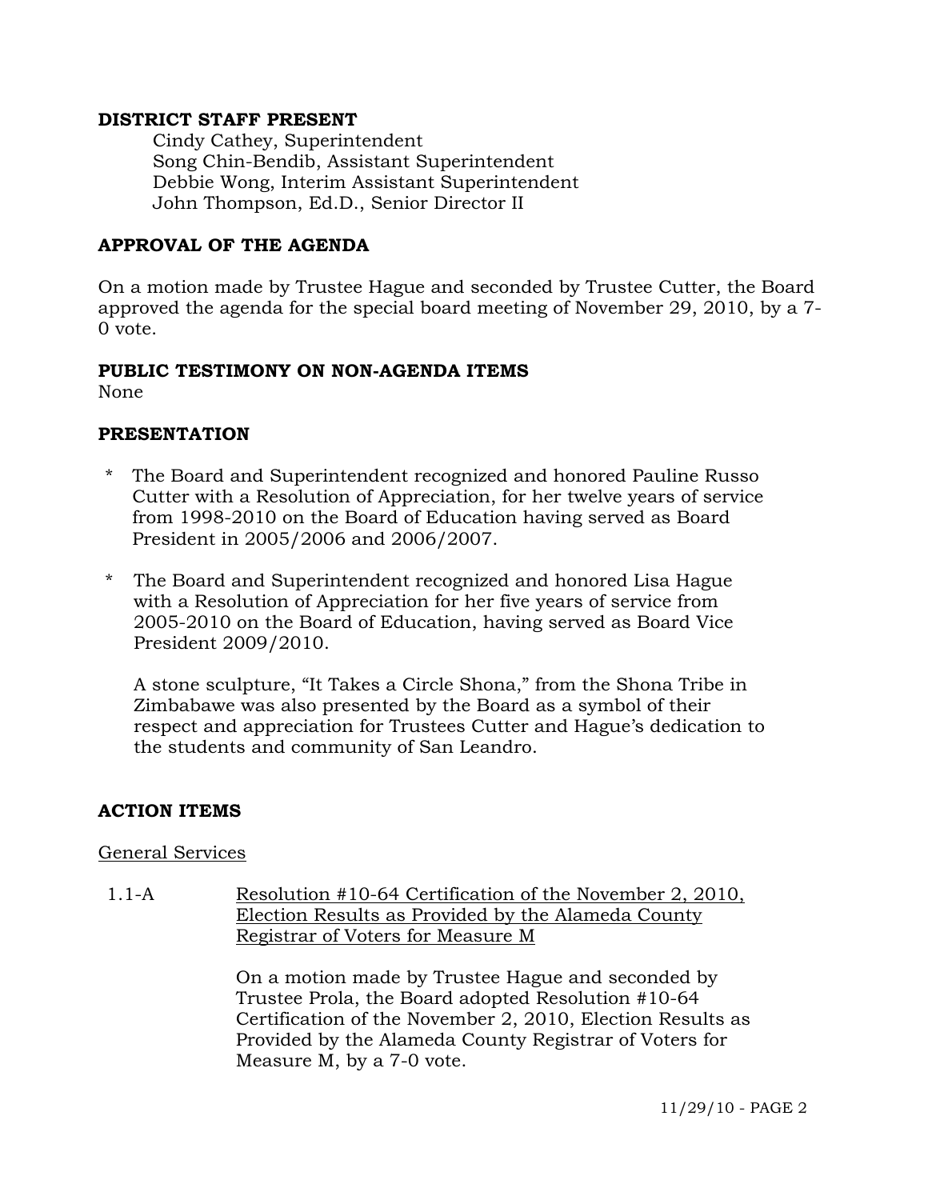**DISTRICT STAFF PRESENT**

Cindy Cathey, Superintendent
Song Chin-Bendib, Assistant Superintendent
Debbie Wong, Interim Assistant Superintendent
John Thompson, Ed.D., Senior Director II

**APPROVAL OF THE AGENDA**

On a motion made by Trustee Hague and seconded by Trustee Cutter, the Board approved the agenda for the special board meeting of November 29, 2010, by a 7-0 vote.

**PUBLIC TESTIMONY ON NON-AGENDA ITEMS**
None

**PRESENTATION**

* The Board and Superintendent recognized and honored Pauline Russo Cutter with a Resolution of Appreciation, for her twelve years of service from 1998-2010 on the Board of Education having served as Board President in 2005/2006 and 2006/2007.

* The Board and Superintendent recognized and honored Lisa Hague with a Resolution of Appreciation for her five years of service from 2005-2010 on the Board of Education, having served as Board Vice President 2009/2010.

  A stone sculpture, "It Takes a Circle Shona," from the Shona Tribe in Zimbabawe was also presented by the Board as a symbol of their respect and appreciation for Trustees Cutter and Hague's dedication to the students and community of San Leandro.

**ACTION ITEMS**

General Services

1.1-A Resolution #10-64 Certification of the November 2, 2010, Election Results as Provided by the Alameda County Registrar of Voters for Measure M

On a motion made by Trustee Hague and seconded by Trustee Prola, the Board adopted Resolution #10-64 Certification of the November 2, 2010, Election Results as Provided by the Alameda County Registrar of Voters for Measure M, by a 7-0 vote.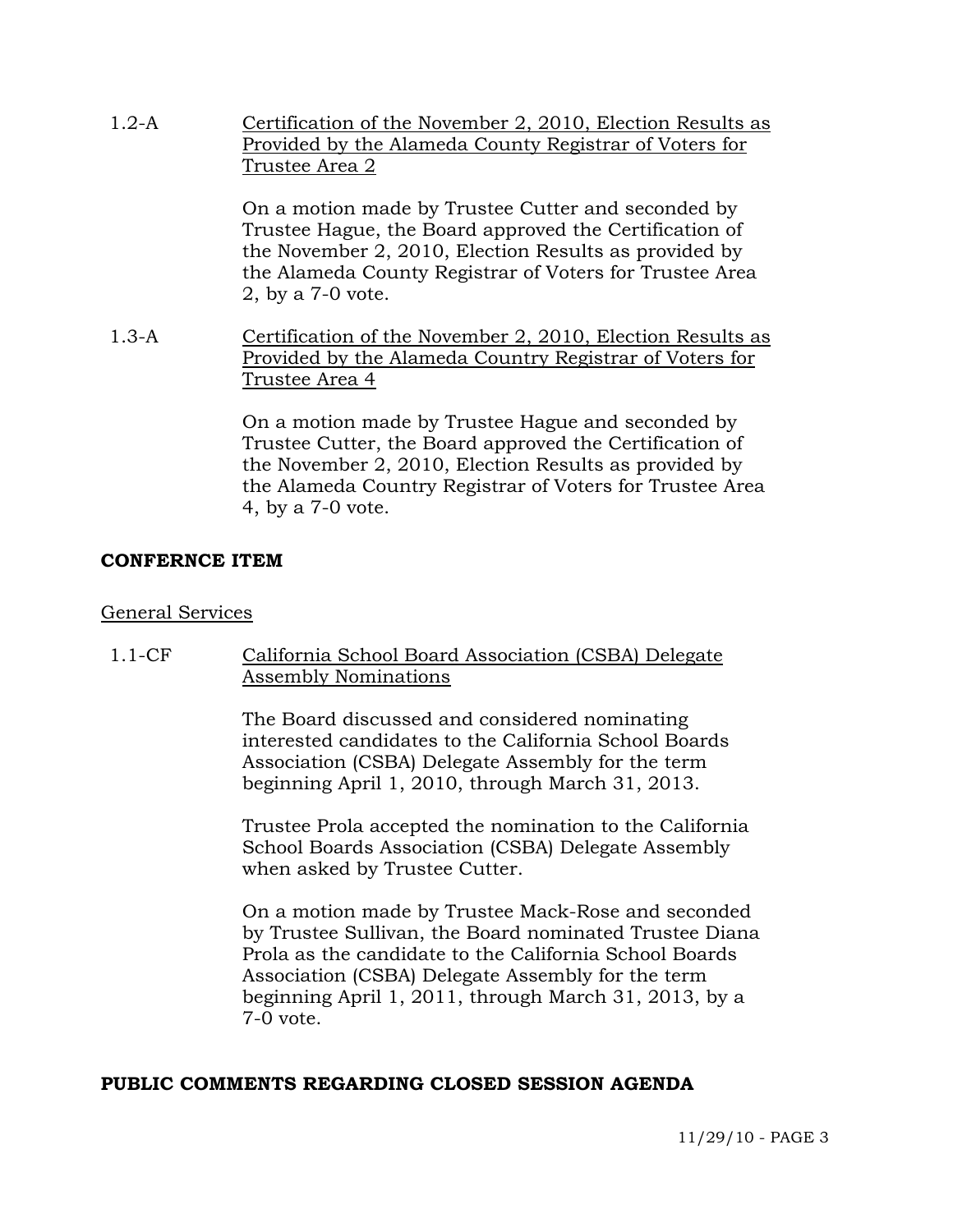1.2-A Certification of the November 2, 2010, Election Results as Provided by the Alameda County Registrar of Voters for Trustee Area 2

On a motion made by Trustee Cutter and seconded by Trustee Hague, the Board approved the Certification of the November 2, 2010, Election Results as provided by the Alameda County Registrar of Voters for Trustee Area 2, by a 7-0 vote.

1.3-A Certification of the November 2, 2010, Election Results as Provided by the Alameda Country Registrar of Voters for Trustee Area 4

On a motion made by Trustee Hague and seconded by Trustee Cutter, the Board approved the Certification of the November 2, 2010, Election Results as provided by the Alameda Country Registrar of Voters for Trustee Area 4, by a 7-0 vote.

**CONFERNCE ITEM**

General Services

1.1-CF California School Board Association (CSBA) Delegate Assembly Nominations

The Board discussed and considered nominating interested candidates to the California School Boards Association (CSBA) Delegate Assembly for the term beginning April 1, 2010, through March 31, 2013.

Trustee Prola accepted the nomination to the California School Boards Association (CSBA) Delegate Assembly when asked by Trustee Cutter.

On a motion made by Trustee Mack-Rose and seconded by Trustee Sullivan, the Board nominated Trustee Diana Prola as the candidate to the California School Boards Association (CSBA) Delegate Assembly for the term beginning April 1, 2011, through March 31, 2013, by a 7-0 vote.

**PUBLIC COMMENTS REGARDING CLOSED SESSION AGENDA**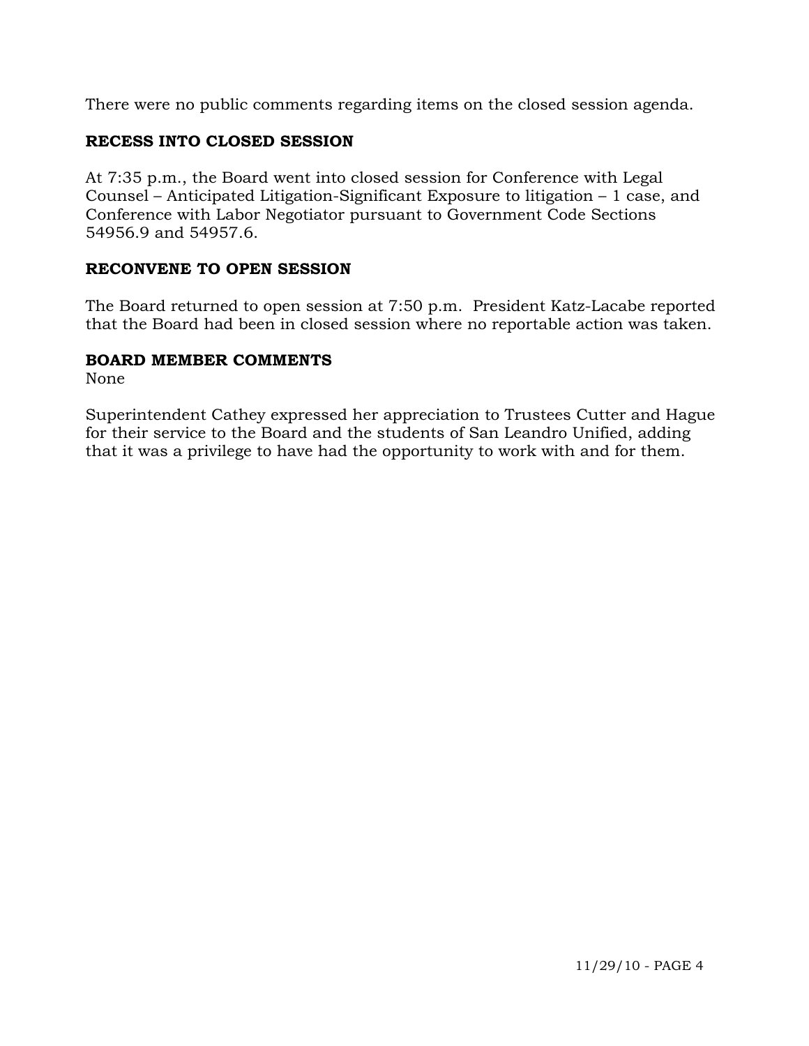There were no public comments regarding items on the closed session agenda.

**RECESS INTO CLOSED SESSION**

At 7:35 p.m., the Board went into closed session for Conference with Legal Counsel – Anticipated Litigation-Significant Exposure to litigation – 1 case, and Conference with Labor Negotiator pursuant to Government Code Sections 54956.9 and 54957.6.

**RECONVENE TO OPEN SESSION**

The Board returned to open session at 7:50 p.m. President Katz-Lacabe reported that the Board had been in closed session where no reportable action was taken.

**BOARD MEMBER COMMENTS**

None

Superintendent Cathey expressed her appreciation to Trustees Cutter and Hague for their service to the Board and the students of San Leandro Unified, adding that it was a privilege to have had the opportunity to work with and for them.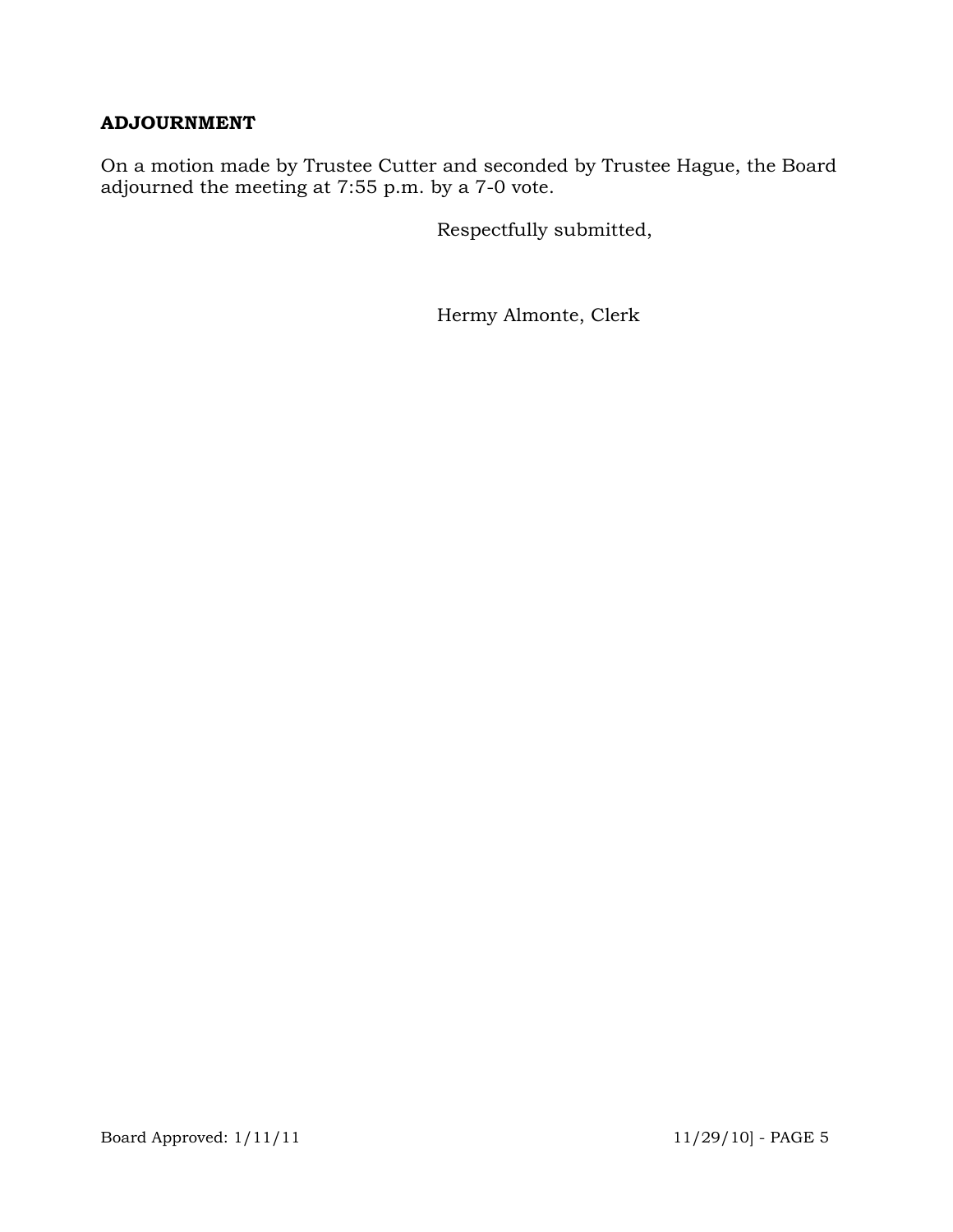**ADJOURNMENT**

On a motion made by Trustee Cutter and seconded by Trustee Hague, the Board adjourned the meeting at 7:55 p.m. by a 7-0 vote.

Respectfully submitted,

Hermy Almonte, Clerk

Board Approved: 1/11/11